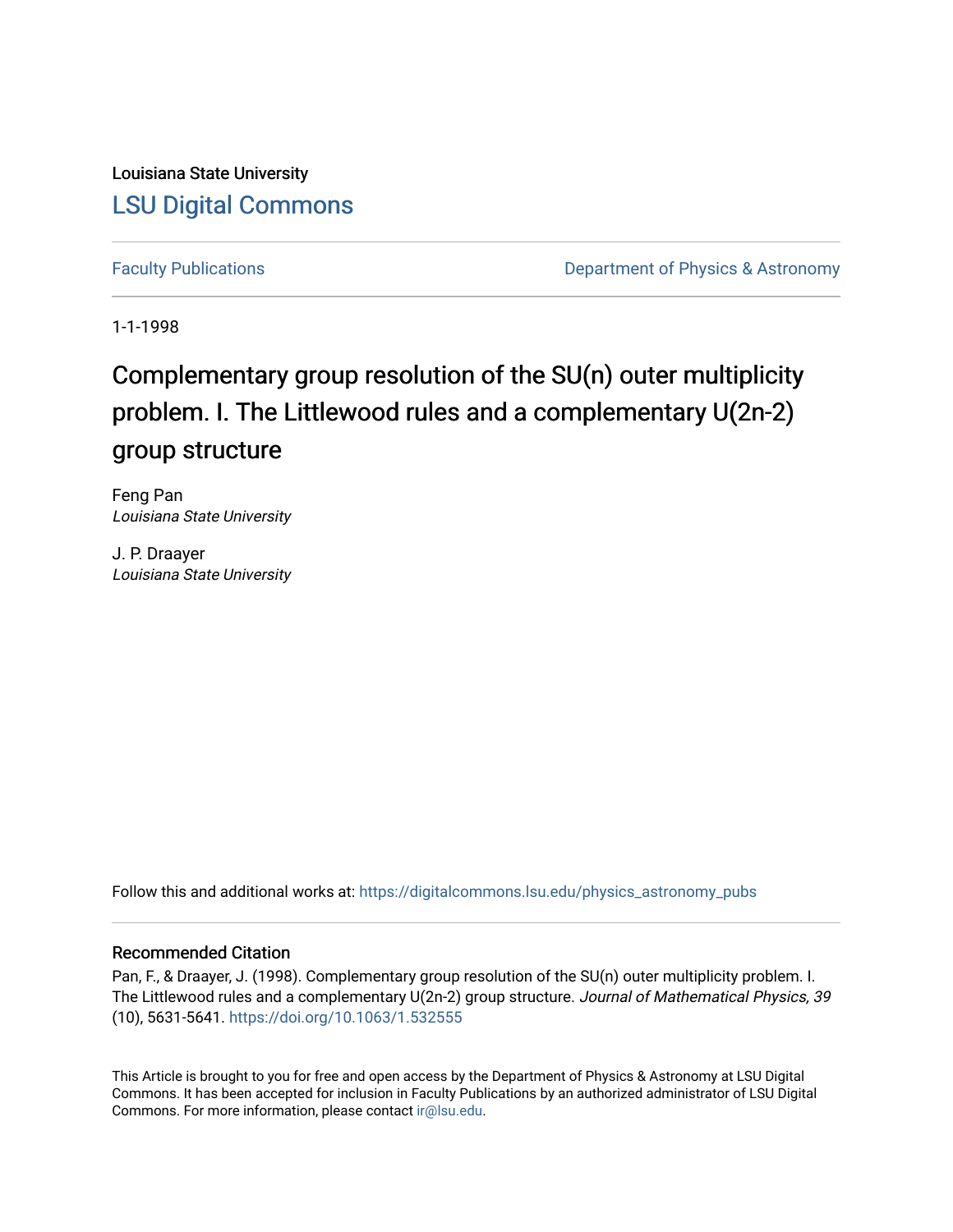Louisiana State University

[LSU Digital Commons](https://digitalcommons.lsu.edu)

Faculty Publications | Department of Physics & Astronomy

1-1-1998

# Complementary group resolution of the SU(n) outer multiplicity problem. I. The Littlewood rules and a complementary U(2n-2) group structure

Feng Pan
*Louisiana State University*

J. P. Draayer
*Louisiana State University*

Follow this and additional works at: https://digitalcommons.lsu.edu/physics_astronomy_pubs

## Recommended Citation

Pan, F., & Draayer, J. (1998). Complementary group resolution of the SU(n) outer multiplicity problem. I. The Littlewood rules and a complementary U(2n-2) group structure. *Journal of Mathematical Physics, 39* (10), 5631-5641. https://doi.org/10.1063/1.532555

This Article is brought to you for free and open access by the Department of Physics & Astronomy at LSU Digital Commons. It has been accepted for inclusion in Faculty Publications by an authorized administrator of LSU Digital Commons. For more information, please contact ir@lsu.edu.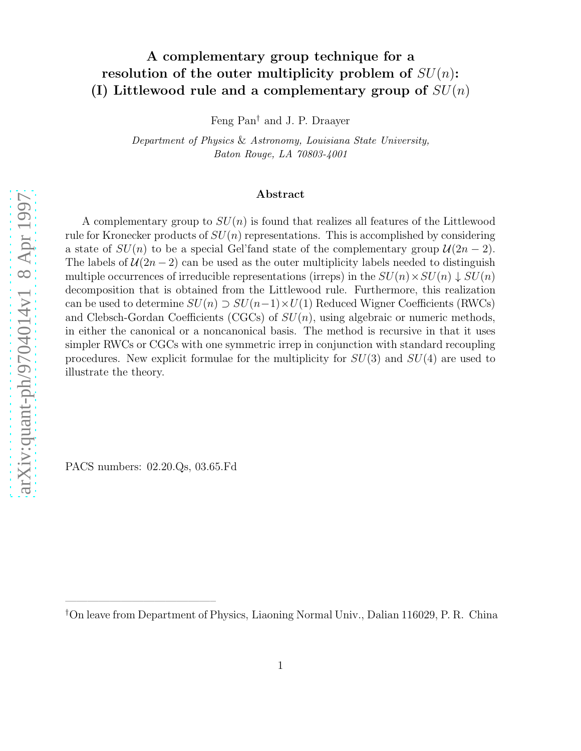# A complementary group technique for a resolution of the outer multiplicity problem of $SU(n)$: (I) Littlewood rule and a complementary group of $SU(n)$

Feng Pan[†] and J. P. Draayer

*Department of Physics & Astronomy, Louisiana State University, Baton Rouge, LA 70803-4001*

## Abstract

A complementary group to $SU(n)$ is found that realizes all features of the Littlewood rule for Kronecker products of $SU(n)$ representations. This is accomplished by considering a state of $SU(n)$ to be a special Gel'fand state of the complementary group $\mathcal{U}(2n-2)$. The labels of $\mathcal{U}(2n-2)$ can be used as the outer multiplicity labels needed to distinguish multiple occurrences of irreducible representations (irreps) in the $SU(n) \times SU(n) \downarrow SU(n)$ decomposition that is obtained from the Littlewood rule. Furthermore, this realization can be used to determine $SU(n) \supset SU(n-1) \times U(1)$ Reduced Wigner Coefficients (RWCs) and Clebsch-Gordan Coefficients (CGCs) of $SU(n)$, using algebraic or numeric methods, in either the canonical or a noncanonical basis. The method is recursive in that it uses simpler RWCs or CGCs with one symmetric irrep in conjunction with standard recoupling procedures. New explicit formulae for the multiplicity for $SU(3)$ and $SU(4)$ are used to illustrate the theory.

PACS numbers: 02.20.Qs, 03.65.Fd

[†]On leave from Department of Physics, Liaoning Normal Univ., Dalian 116029, P. R. China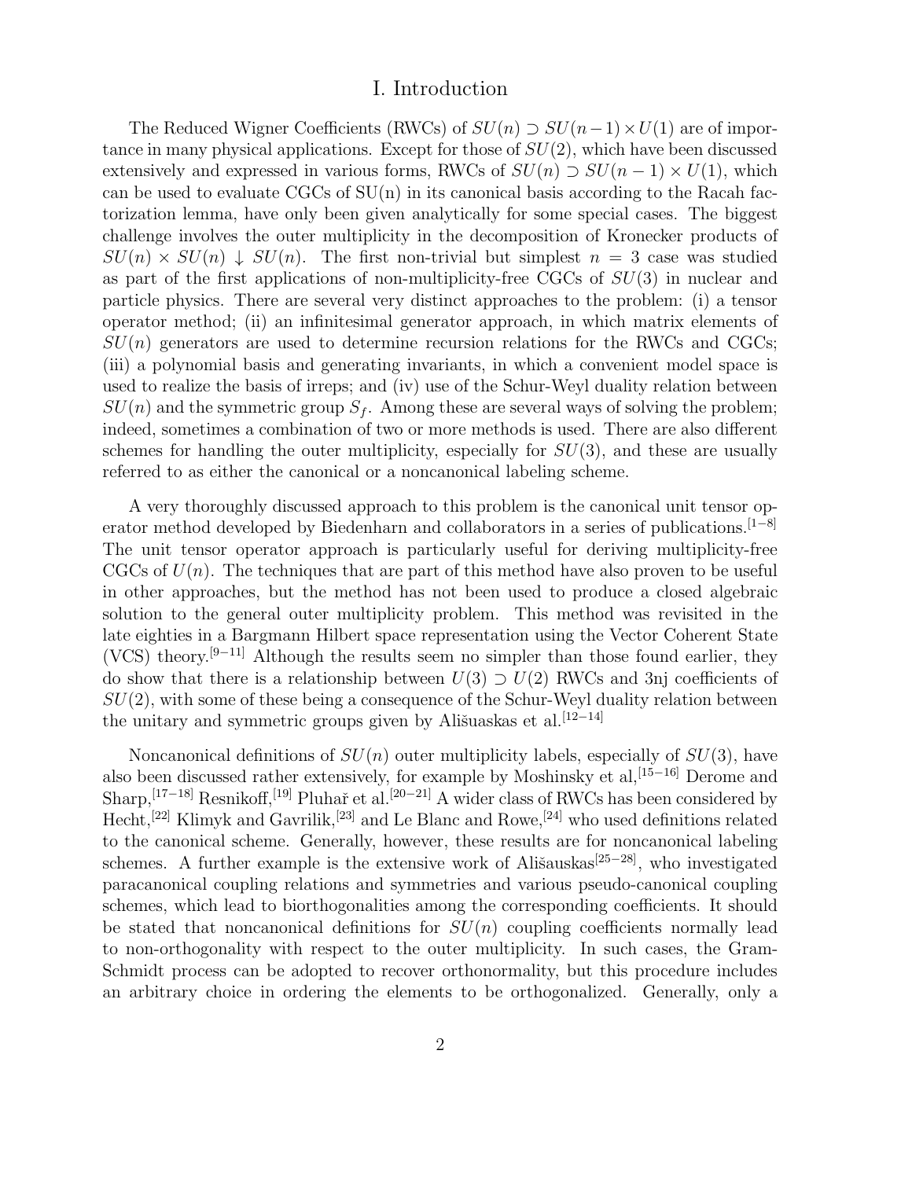# I. Introduction

The Reduced Wigner Coefficients (RWCs) of $SU(n) \supset SU(n-1) \times U(1)$ are of importance in many physical applications. Except for those of $SU(2)$, which have been discussed extensively and expressed in various forms, RWCs of $SU(n) \supset SU(n-1) \times U(1)$, which can be used to evaluate CGCs of SU(n) in its canonical basis according to the Racah factorization lemma, have only been given analytically for some special cases. The biggest challenge involves the outer multiplicity in the decomposition of Kronecker products of $SU(n) \times SU(n) \downarrow SU(n)$. The first non-trivial but simplest $n = 3$ case was studied as part of the first applications of non-multiplicity-free CGCs of $SU(3)$ in nuclear and particle physics. There are several very distinct approaches to the problem: (i) a tensor operator method; (ii) an infinitesimal generator approach, in which matrix elements of $SU(n)$ generators are used to determine recursion relations for the RWCs and CGCs; (iii) a polynomial basis and generating invariants, in which a convenient model space is used to realize the basis of irreps; and (iv) use of the Schur-Weyl duality relation between $SU(n)$ and the symmetric group $S_f$. Among these are several ways of solving the problem; indeed, sometimes a combination of two or more methods is used. There are also different schemes for handling the outer multiplicity, especially for $SU(3)$, and these are usually referred to as either the canonical or a noncanonical labeling scheme.

A very thoroughly discussed approach to this problem is the canonical unit tensor operator method developed by Biedenharn and collaborators in a series of publications.[1−8] The unit tensor operator approach is particularly useful for deriving multiplicity-free CGCs of $U(n)$. The techniques that are part of this method have also proven to be useful in other approaches, but the method has not been used to produce a closed algebraic solution to the general outer multiplicity problem. This method was revisited in the late eighties in a Bargmann Hilbert space representation using the Vector Coherent State (VCS) theory.[9−11] Although the results seem no simpler than those found earlier, they do show that there is a relationship between $U(3) \supset U(2)$ RWCs and 3nj coefficients of $SU(2)$, with some of these being a consequence of the Schur-Weyl duality relation between the unitary and symmetric groups given by Ališuaskas et al.[12−14]

Noncanonical definitions of $SU(n)$ outer multiplicity labels, especially of $SU(3)$, have also been discussed rather extensively, for example by Moshinsky et al,[15−16] Derome and Sharp,[17−18] Resnikoff,[19] Pluhař et al.[20−21] A wider class of RWCs has been considered by Hecht,[22] Klimyk and Gavrilik,[23] and Le Blanc and Rowe,[24] who used definitions related to the canonical scheme. Generally, however, these results are for noncanonical labeling schemes. A further example is the extensive work of Ališauskas[25−28], who investigated paracanonical coupling relations and symmetries and various pseudo-canonical coupling schemes, which lead to biorthogonalities among the corresponding coefficients. It should be stated that noncanonical definitions for $SU(n)$ coupling coefficients normally lead to non-orthogonality with respect to the outer multiplicity. In such cases, the Gram-Schmidt process can be adopted to recover orthonormality, but this procedure includes an arbitrary choice in ordering the elements to be orthogonalized. Generally, only a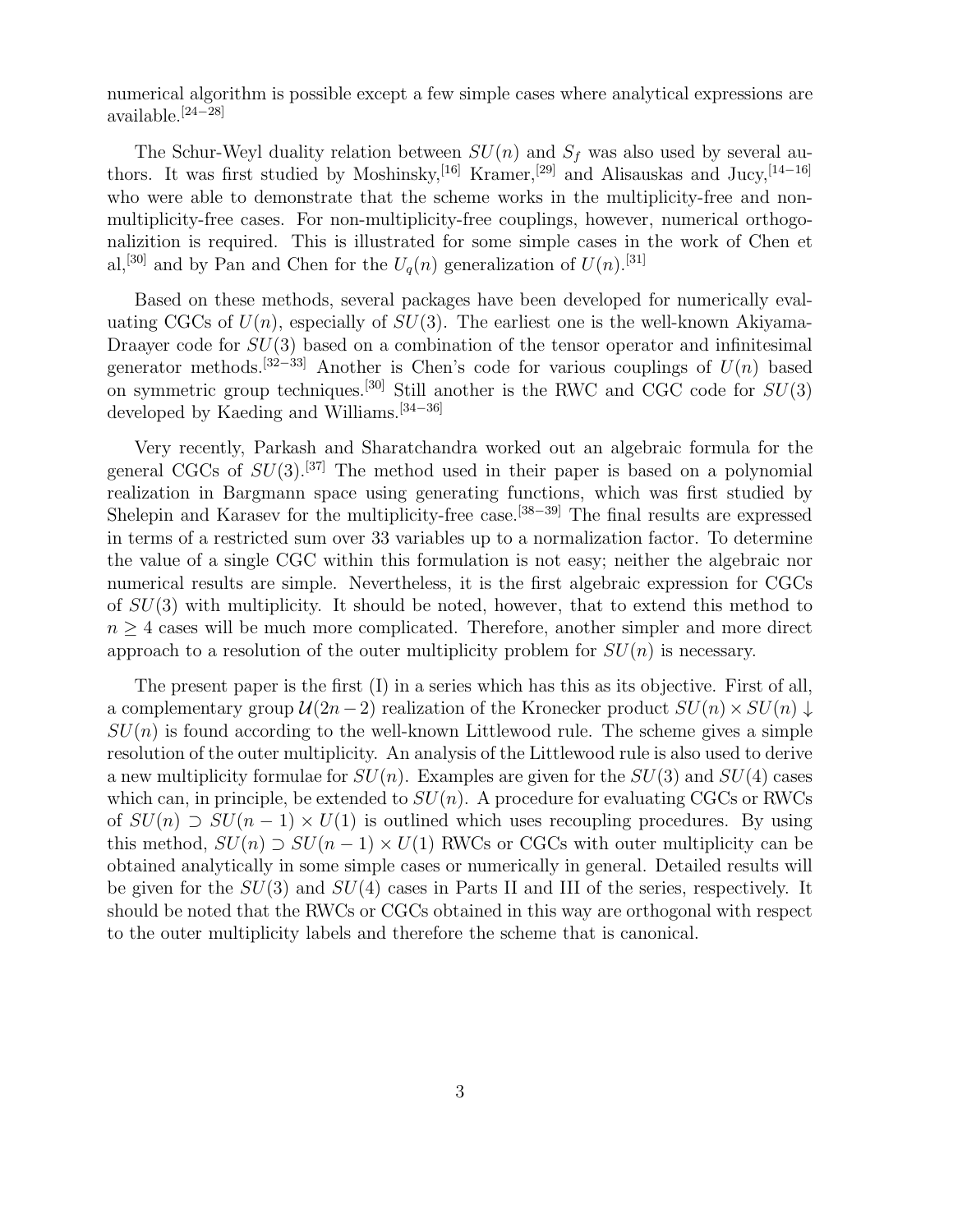numerical algorithm is possible except a few simple cases where analytical expressions are available.[24−28]

The Schur-Weyl duality relation between $SU(n)$ and $S_f$ was also used by several authors. It was first studied by Moshinsky,[16] Kramer,[29] and Alisauskas and Jucy,[14−16] who were able to demonstrate that the scheme works in the multiplicity-free and non-multiplicity-free cases. For non-multiplicity-free couplings, however, numerical orthogonalizition is required. This is illustrated for some simple cases in the work of Chen et al,[30] and by Pan and Chen for the $U_q(n)$ generalization of $U(n)$.[31]

Based on these methods, several packages have been developed for numerically evaluating CGCs of $U(n)$, especially of $SU(3)$. The earliest one is the well-known Akiyama-Draayer code for $SU(3)$ based on a combination of the tensor operator and infinitesimal generator methods.[32−33] Another is Chen's code for various couplings of $U(n)$ based on symmetric group techniques.[30] Still another is the RWC and CGC code for $SU(3)$ developed by Kaeding and Williams.[34−36]

Very recently, Parkash and Sharatchandra worked out an algebraic formula for the general CGCs of $SU(3)$.[37] The method used in their paper is based on a polynomial realization in Bargmann space using generating functions, which was first studied by Shelepin and Karasev for the multiplicity-free case.[38−39] The final results are expressed in terms of a restricted sum over 33 variables up to a normalization factor. To determine the value of a single CGC within this formulation is not easy; neither the algebraic nor numerical results are simple. Nevertheless, it is the first algebraic expression for CGCs of $SU(3)$ with multiplicity. It should be noted, however, that to extend this method to $n \geq 4$ cases will be much more complicated. Therefore, another simpler and more direct approach to a resolution of the outer multiplicity problem for $SU(n)$ is necessary.

The present paper is the first (I) in a series which has this as its objective. First of all, a complementary group $\mathcal{U}(2n-2)$ realization of the Kronecker product $SU(n) \times SU(n) \downarrow SU(n)$ is found according to the well-known Littlewood rule. The scheme gives a simple resolution of the outer multiplicity. An analysis of the Littlewood rule is also used to derive a new multiplicity formulae for $SU(n)$. Examples are given for the $SU(3)$ and $SU(4)$ cases which can, in principle, be extended to $SU(n)$. A procedure for evaluating CGCs or RWCs of $SU(n) \supset SU(n-1) \times U(1)$ is outlined which uses recoupling procedures. By using this method, $SU(n) \supset SU(n-1) \times U(1)$ RWCs or CGCs with outer multiplicity can be obtained analytically in some simple cases or numerically in general. Detailed results will be given for the $SU(3)$ and $SU(4)$ cases in Parts II and III of the series, respectively. It should be noted that the RWCs or CGCs obtained in this way are orthogonal with respect to the outer multiplicity labels and therefore the scheme that is canonical.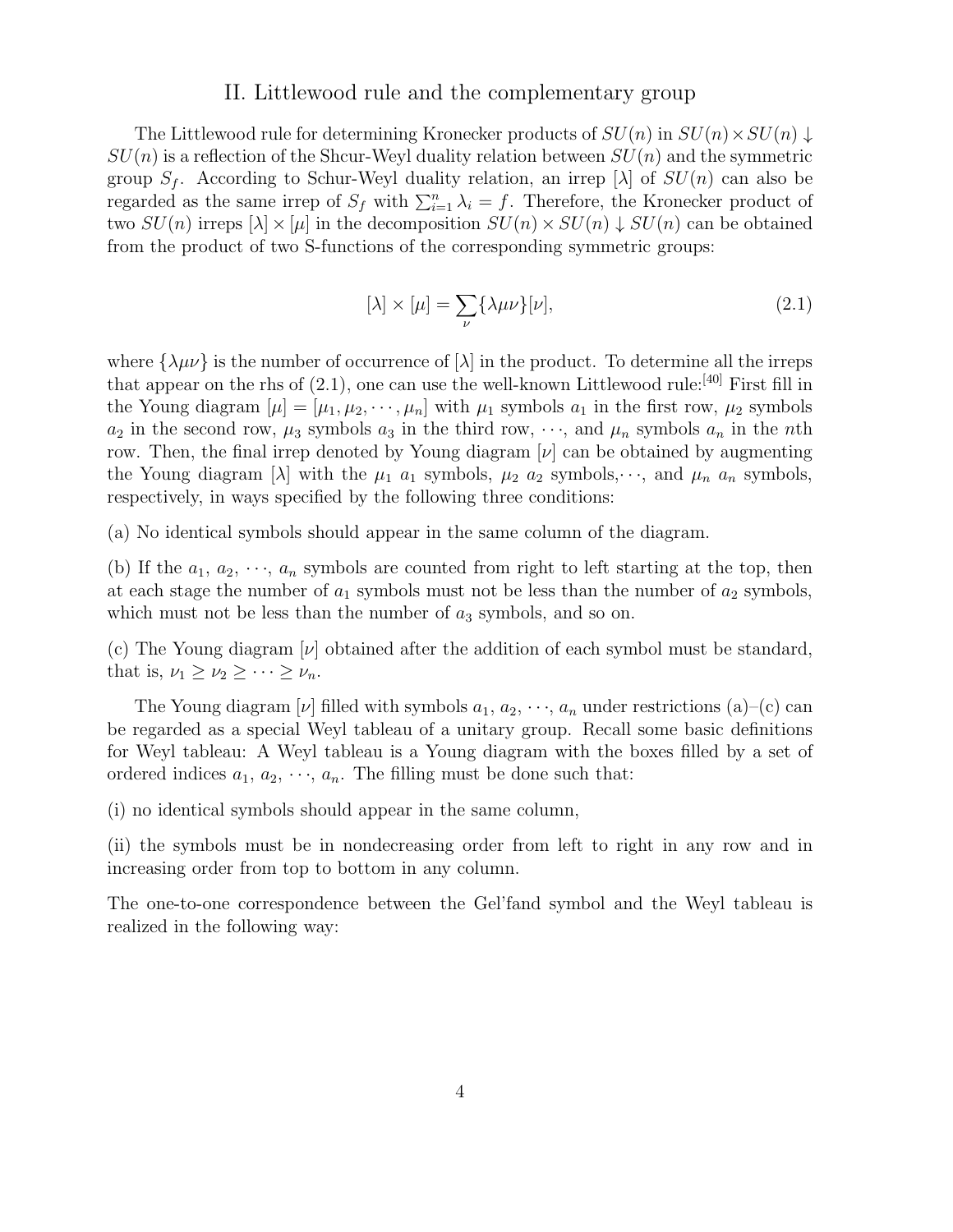## II. Littlewood rule and the complementary group

The Littlewood rule for determining Kronecker products of $SU(n)$ in $SU(n)\times SU(n)\downarrow SU(n)$ is a reflection of the Shcur-Weyl duality relation between $SU(n)$ and the symmetric group $S_f$. According to Schur-Weyl duality relation, an irrep $[\lambda]$ of $SU(n)$ can also be regarded as the same irrep of $S_f$ with $\sum_{i=1}^{n}\lambda_i = f$. Therefore, the Kronecker product of two $SU(n)$ irreps $[\lambda]\times[\mu]$ in the decomposition $SU(n)\times SU(n)\downarrow SU(n)$ can be obtained from the product of two S-functions of the corresponding symmetric groups:

$$[\lambda]\times[\mu] = \sum_{\nu}\{\lambda\mu\nu\}[\nu], \tag{2.1}$$

where $\{\lambda\mu\nu\}$ is the number of occurrence of $[\lambda]$ in the product. To determine all the irreps that appear on the rhs of (2.1), one can use the well-known Littlewood rule:[40] First fill in the Young diagram $[\mu] = [\mu_1, \mu_2, \cdots, \mu_n]$ with $\mu_1$ symbols $a_1$ in the first row, $\mu_2$ symbols $a_2$ in the second row, $\mu_3$ symbols $a_3$ in the third row, $\cdots$, and $\mu_n$ symbols $a_n$ in the $n$th row. Then, the final irrep denoted by Young diagram $[\nu]$ can be obtained by augmenting the Young diagram $[\lambda]$ with the $\mu_1$ $a_1$ symbols, $\mu_2$ $a_2$ symbols,$\cdots$, and $\mu_n$ $a_n$ symbols, respectively, in ways specified by the following three conditions:

(a) No identical symbols should appear in the same column of the diagram.

(b) If the $a_1$, $a_2$, $\cdots$, $a_n$ symbols are counted from right to left starting at the top, then at each stage the number of $a_1$ symbols must not be less than the number of $a_2$ symbols, which must not be less than the number of $a_3$ symbols, and so on.

(c) The Young diagram $[\nu]$ obtained after the addition of each symbol must be standard, that is, $\nu_1 \geq \nu_2 \geq \cdots \geq \nu_n$.

The Young diagram $[\nu]$ filled with symbols $a_1$, $a_2$, $\cdots$, $a_n$ under restrictions (a)–(c) can be regarded as a special Weyl tableau of a unitary group. Recall some basic definitions for Weyl tableau: A Weyl tableau is a Young diagram with the boxes filled by a set of ordered indices $a_1$, $a_2$, $\cdots$, $a_n$. The filling must be done such that:

(i) no identical symbols should appear in the same column,

(ii) the symbols must be in nondecreasing order from left to right in any row and in increasing order from top to bottom in any column.

The one-to-one correspondence between the Gel'fand symbol and the Weyl tableau is realized in the following way: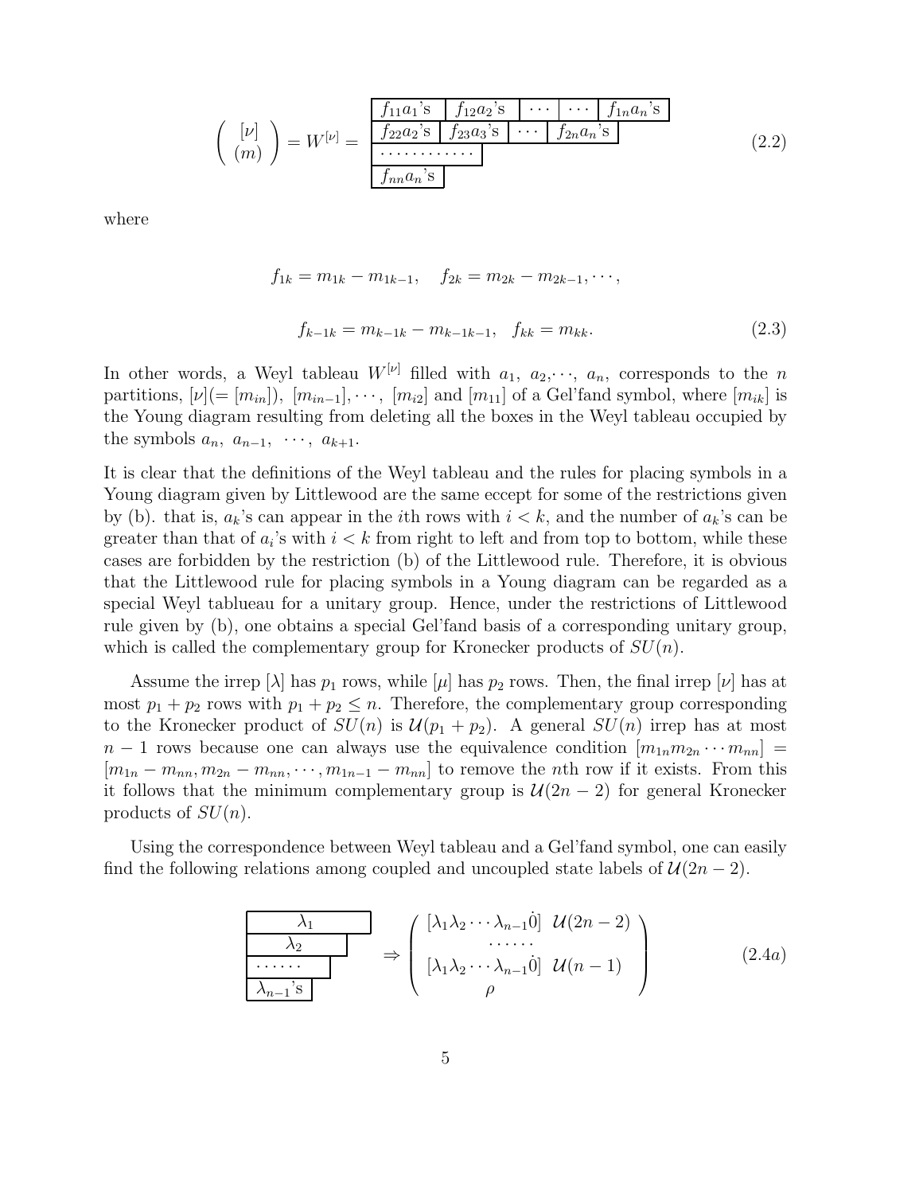$$\left( \begin{array}{c} [\nu] \\ (m) \end{array} \right) = W^{[\nu]} = \begin{array}{|c|c|c|c|c|} \hline f_{11}a_1\text{'s} & f_{12}a_2\text{'s} & \cdots & \cdots & f_{1n}a_n\text{'s} \\ \hline f_{22}a_2\text{'s} & f_{23}a_3\text{'s} & \cdots & f_{2n}a_n\text{'s} & \\ \hline \cdots\cdots\cdots\cdots & & & & \\ \hline f_{nn}a_n\text{'s} & & & & \\ \hline \end{array} \tag{2.2}$$

where

$$f_{1k} = m_{1k} - m_{1k-1}, \quad f_{2k} = m_{2k} - m_{2k-1}, \cdots,$$

$$f_{k-1k} = m_{k-1k} - m_{k-1k-1}, \quad f_{kk} = m_{kk}. \tag{2.3}$$

In other words, a Weyl tableau $W^{[\nu]}$ filled with $a_1, a_2, \cdots, a_n$, corresponds to the $n$ partitions, $[\nu](= [m_{in}])$, $[m_{in-1}], \cdots, [m_{i2}]$ and $[m_{11}]$ of a Gel'fand symbol, where $[m_{ik}]$ is the Young diagram resulting from deleting all the boxes in the Weyl tableau occupied by the symbols $a_n, a_{n-1}, \cdots, a_{k+1}$.

It is clear that the definitions of the Weyl tableau and the rules for placing symbols in a Young diagram given by Littlewood are the same eccept for some of the restrictions given by (b). that is, $a_k$'s can appear in the $i$th rows with $i < k$, and the number of $a_k$'s can be greater than that of $a_i$'s with $i < k$ from right to left and from top to bottom, while these cases are forbidden by the restriction (b) of the Littlewood rule. Therefore, it is obvious that the Littlewood rule for placing symbols in a Young diagram can be regarded as a special Weyl tablueau for a unitary group. Hence, under the restrictions of Littlewood rule given by (b), one obtains a special Gel'fand basis of a corresponding unitary group, which is called the complementary group for Kronecker products of $SU(n)$.

Assume the irrep $[\lambda]$ has $p_1$ rows, while $[\mu]$ has $p_2$ rows. Then, the final irrep $[\nu]$ has at most $p_1 + p_2$ rows with $p_1 + p_2 \leq n$. Therefore, the complementary group corresponding to the Kronecker product of $SU(n)$ is $\mathcal{U}(p_1 + p_2)$. A general $SU(n)$ irrep has at most $n-1$ rows because one can always use the equivalence condition $[m_{1n}m_{2n}\cdots m_{nn}] = [m_{1n} - m_{nn}, m_{2n} - m_{nn}, \cdots, m_{1n-1} - m_{nn}]$ to remove the $n$th row if it exists. From this it follows that the minimum complementary group is $\mathcal{U}(2n-2)$ for general Kronecker products of $SU(n)$.

Using the correspondence between Weyl tableau and a Gel'fand symbol, one can easily find the following relations among coupled and uncoupled state labels of $\mathcal{U}(2n-2)$.

$$\begin{array}{|c|} \hline \lambda_1 \\ \hline \lambda_2 \\ \hline \cdots\cdots \\ \hline \lambda_{n-1}\text{'s} \\ \hline \end{array} \Rightarrow \left( \begin{array}{c} [\lambda_1 \lambda_2 \cdots \lambda_{n-1} \dot{0}] \;\; \mathcal{U}(2n-2) \\ \cdots\cdots \\ [\lambda_1 \lambda_2 \cdots \lambda_{n-1} \dot{0}] \;\; \mathcal{U}(n-1) \\ \rho \end{array} \right) \tag{2.4a}$$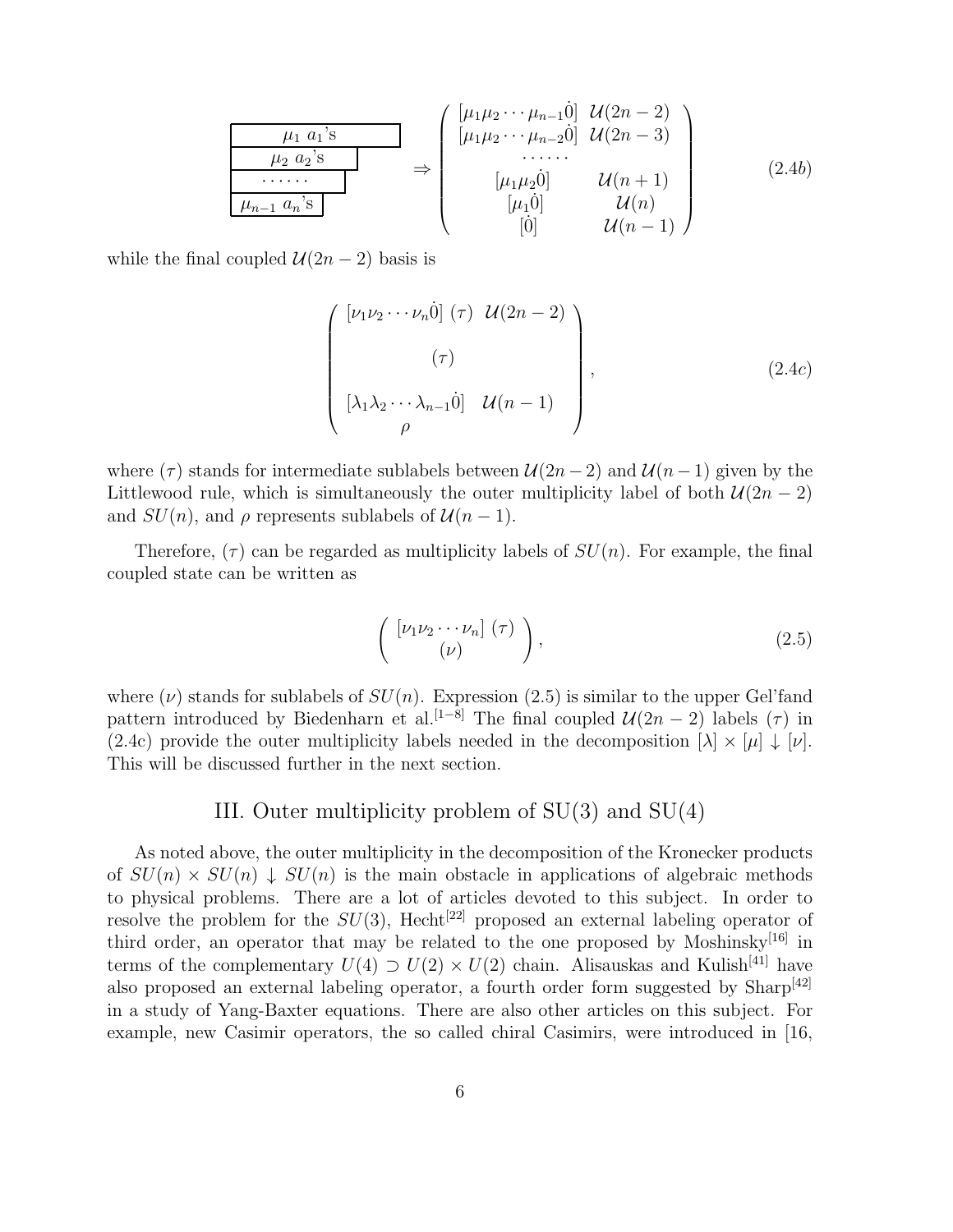$$
\begin{array}{|l|}
\hline
\quad \mu_1 \ a_1\text{'s} \quad\quad \\
\hline
\quad \mu_2 \ a_2\text{'s} \quad \\
\hline
\quad \cdots\cdots \quad \\
\hline
\mu_{n-1} \ a_n\text{'s} \\
\hline
\end{array}
\Rightarrow
\begin{pmatrix}
[\mu_1\mu_2\cdots\mu_{n-1}\dot{0}] & \mathcal{U}(2n-2) \\
[\mu_1\mu_2\cdots\mu_{n-2}\dot{0}] & \mathcal{U}(2n-3) \\
\cdots\cdots & \\
[\mu_1\mu_2\dot{0}] & \mathcal{U}(n+1) \\
[\mu_1\dot{0}] & \mathcal{U}(n) \\
[\dot{0}] & \mathcal{U}(n-1)
\end{pmatrix}
\tag{2.4b}
$$

while the final coupled $\mathcal{U}(2n-2)$ basis is

$$
\begin{pmatrix}
[\nu_1\nu_2\cdots\nu_n\dot{0}] \ (\tau) \ \ \mathcal{U}(2n-2) \\
\\
(\tau) \\
\\
[\lambda_1\lambda_2\cdots\lambda_{n-1}\dot{0}] \quad \mathcal{U}(n-1) \\
\rho
\end{pmatrix},
\tag{2.4c}
$$

where $(\tau)$ stands for intermediate sublabels between $\mathcal{U}(2n-2)$ and $\mathcal{U}(n-1)$ given by the Littlewood rule, which is simultaneously the outer multiplicity label of both $\mathcal{U}(2n-2)$ and $SU(n)$, and $\rho$ represents sublabels of $\mathcal{U}(n-1)$.

Therefore, $(\tau)$ can be regarded as multiplicity labels of $SU(n)$. For example, the final coupled state can be written as

$$
\begin{pmatrix}
[\nu_1\nu_2\cdots\nu_n] \ (\tau) \\
(\nu)
\end{pmatrix},
\tag{2.5}
$$

where $(\nu)$ stands for sublabels of $SU(n)$. Expression (2.5) is similar to the upper Gel'fand pattern introduced by Biedenharn et al.[1−8] The final coupled $\mathcal{U}(2n-2)$ labels $(\tau)$ in (2.4c) provide the outer multiplicity labels needed in the decomposition $[\lambda] \times [\mu] \downarrow [\nu]$. This will be discussed further in the next section.

## III. Outer multiplicity problem of SU(3) and SU(4)

As noted above, the outer multiplicity in the decomposition of the Kronecker products of $SU(n) \times SU(n) \downarrow SU(n)$ is the main obstacle in applications of algebraic methods to physical problems. There are a lot of articles devoted to this subject. In order to resolve the problem for the $SU(3)$, Hecht[22] proposed an external labeling operator of third order, an operator that may be related to the one proposed by Moshinsky[16] in terms of the complementary $U(4) \supset U(2) \times U(2)$ chain. Alisauskas and Kulish[41] have also proposed an external labeling operator, a fourth order form suggested by Sharp[42] in a study of Yang-Baxter equations. There are also other articles on this subject. For example, new Casimir operators, the so called chiral Casimirs, were introduced in [16,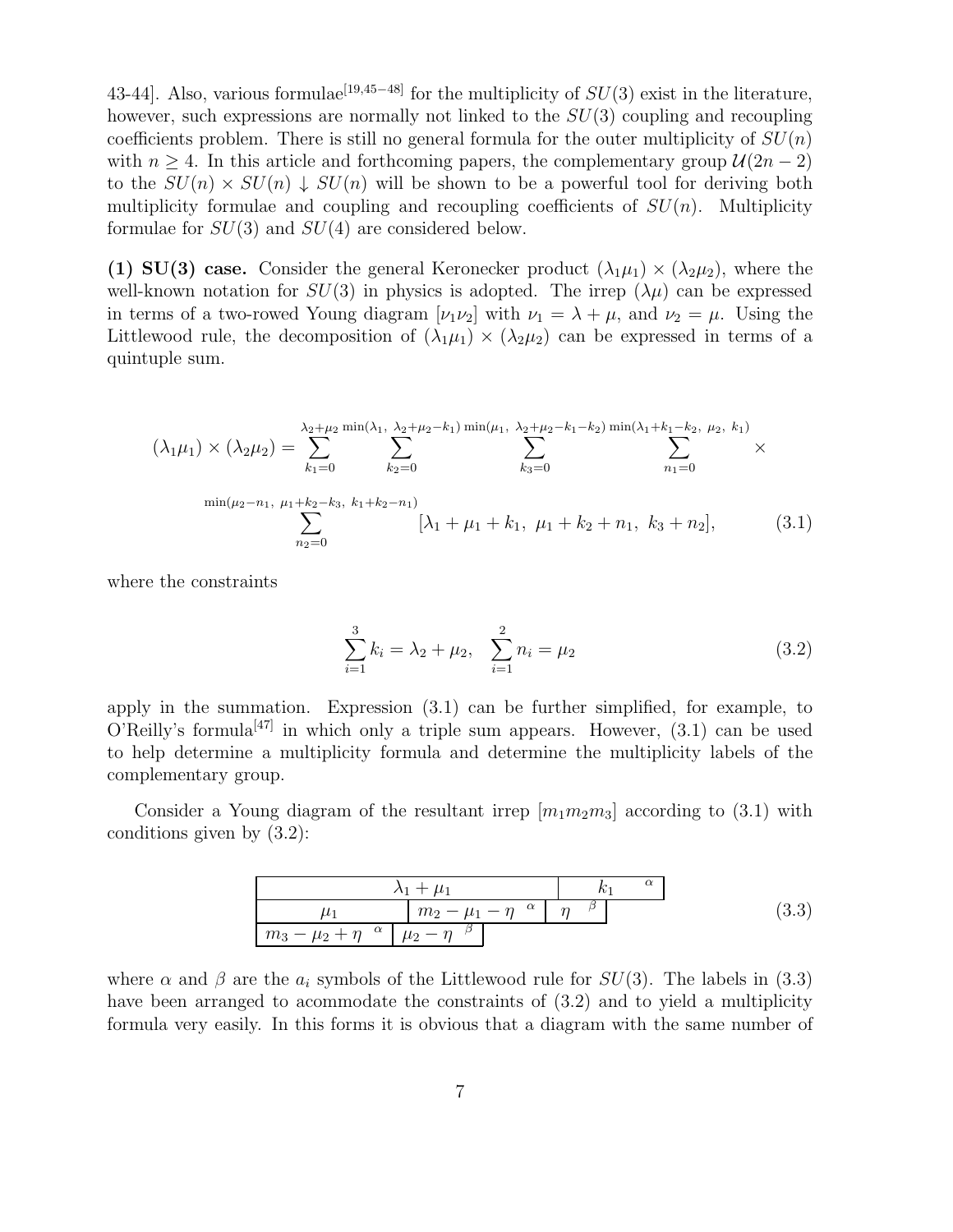43-44]. Also, various formulae[19,45–48] for the multiplicity of $SU(3)$ exist in the literature, however, such expressions are normally not linked to the $SU(3)$ coupling and recoupling coefficients problem. There is still no general formula for the outer multiplicity of $SU(n)$ with $n \geq 4$. In this article and forthcoming papers, the complementary group $\mathcal{U}(2n-2)$ to the $SU(n) \times SU(n) \downarrow SU(n)$ will be shown to be a powerful tool for deriving both multiplicity formulae and coupling and recoupling coefficients of $SU(n)$. Multiplicity formulae for $SU(3)$ and $SU(4)$ are considered below.

**(1) SU(3) case.** Consider the general Keronecker product $(\lambda_1\mu_1) \times (\lambda_2\mu_2)$, where the well-known notation for $SU(3)$ in physics is adopted. The irrep $(\lambda\mu)$ can be expressed in terms of a two-rowed Young diagram $[\nu_1\nu_2]$ with $\nu_1 = \lambda + \mu$, and $\nu_2 = \mu$. Using the Littlewood rule, the decomposition of $(\lambda_1\mu_1) \times (\lambda_2\mu_2)$ can be expressed in terms of a quintuple sum.

$$(\lambda_1\mu_1) \times (\lambda_2\mu_2) = \sum_{k_1=0}^{\lambda_2+\mu_2} \sum_{k_2=0}^{\min(\lambda_1,\ \lambda_2+\mu_2-k_1)} \sum_{k_3=0}^{\min(\mu_1,\ \lambda_2+\mu_2-k_1-k_2)} \sum_{n_1=0}^{\min(\lambda_1+k_1-k_2,\ \mu_2,\ k_1)} \times$$
$$\sum_{n_2=0}^{\min(\mu_2-n_1,\ \mu_1+k_2-k_3,\ k_1+k_2-n_1)} [\lambda_1+\mu_1+k_1,\ \mu_1+k_2+n_1,\ k_3+n_2], \tag{3.1}$$

where the constraints

$$\sum_{i=1}^{3} k_i = \lambda_2+\mu_2, \quad \sum_{i=1}^{2} n_i = \mu_2 \tag{3.2}$$

apply in the summation. Expression (3.1) can be further simplified, for example, to O'Reilly's formula[47] in which only a triple sum appears. However, (3.1) can be used to help determine a multiplicity formula and determine the multiplicity labels of the complementary group.

Consider a Young diagram of the resultant irrep $[m_1m_2m_3]$ according to (3.1) with conditions given by (3.2):

| $\lambda_1+\mu_1$ | | | $k_1$ $^{\alpha}$ |
|---|---|---|---|
| $\mu_1$ | $m_2-\mu_1-\eta$ $^{\alpha}$ | $\eta$ $^{\beta}$ | |
| $m_3-\mu_2+\eta$ $^{\alpha}$ | $\mu_2-\eta$ $^{\beta}$ | | |

(3.3)

where $\alpha$ and $\beta$ are the $a_i$ symbols of the Littlewood rule for $SU(3)$. The labels in (3.3) have been arranged to acommodate the constraints of (3.2) and to yield a multiplicity formula very easily. In this forms it is obvious that a diagram with the same number of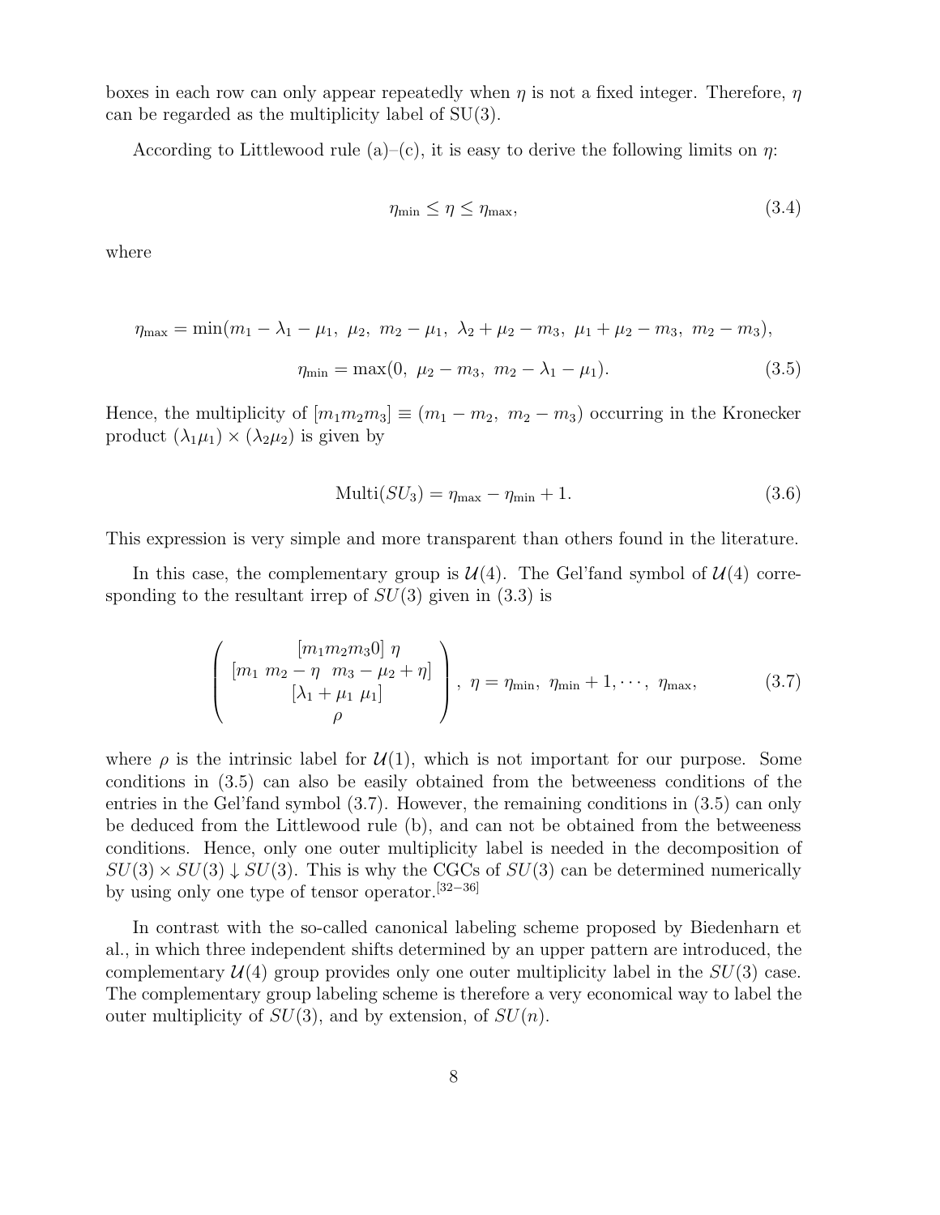boxes in each row can only appear repeatedly when $\eta$ is not a fixed integer. Therefore, $\eta$ can be regarded as the multiplicity label of SU(3).

According to Littlewood rule (a)–(c), it is easy to derive the following limits on $\eta$:

$$\eta_{\min} \leq \eta \leq \eta_{\max}, \tag{3.4}$$

where

$$\eta_{\max} = \min(m_1 - \lambda_1 - \mu_1,\ \mu_2,\ m_2 - \mu_1,\ \lambda_2 + \mu_2 - m_3,\ \mu_1 + \mu_2 - m_3,\ m_2 - m_3),$$

$$\eta_{\min} = \max(0,\ \mu_2 - m_3,\ m_2 - \lambda_1 - \mu_1). \tag{3.5}$$

Hence, the multiplicity of $[m_1 m_2 m_3] \equiv (m_1 - m_2,\ m_2 - m_3)$ occurring in the Kronecker product $(\lambda_1 \mu_1) \times (\lambda_2 \mu_2)$ is given by

$$\text{Multi}(SU_3) = \eta_{\max} - \eta_{\min} + 1. \tag{3.6}$$

This expression is very simple and more transparent than others found in the literature.

In this case, the complementary group is $\mathcal{U}(4)$. The Gel'fand symbol of $\mathcal{U}(4)$ corresponding to the resultant irrep of $SU(3)$ given in (3.3) is

$$\begin{pmatrix} [m_1 m_2 m_3 0]\ \eta \\ [m_1\ m_2 - \eta\ \ m_3 - \mu_2 + \eta] \\ [\lambda_1 + \mu_1\ \mu_1] \\ \rho \end{pmatrix},\ \eta = \eta_{\min},\ \eta_{\min} + 1, \cdots,\ \eta_{\max}, \tag{3.7}$$

where $\rho$ is the intrinsic label for $\mathcal{U}(1)$, which is not important for our purpose. Some conditions in (3.5) can also be easily obtained from the betweeness conditions of the entries in the Gel'fand symbol (3.7). However, the remaining conditions in (3.5) can only be deduced from the Littlewood rule (b), and can not be obtained from the betweeness conditions. Hence, only one outer multiplicity label is needed in the decomposition of $SU(3) \times SU(3) \downarrow SU(3)$. This is why the CGCs of $SU(3)$ can be determined numerically by using only one type of tensor operator.[32−36]

In contrast with the so-called canonical labeling scheme proposed by Biedenharn et al., in which three independent shifts determined by an upper pattern are introduced, the complementary $\mathcal{U}(4)$ group provides only one outer multiplicity label in the $SU(3)$ case. The complementary group labeling scheme is therefore a very economical way to label the outer multiplicity of $SU(3)$, and by extension, of $SU(n)$.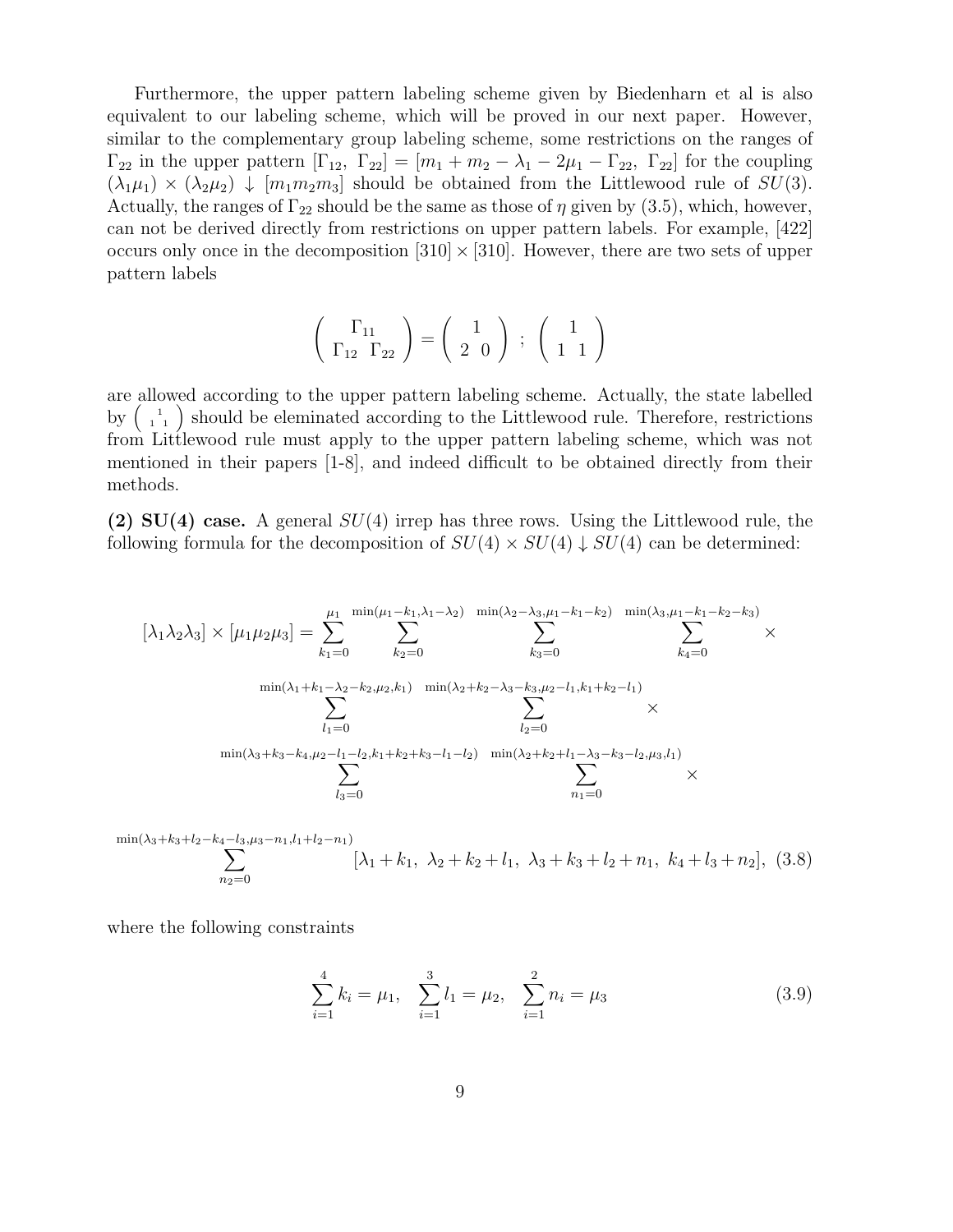Furthermore, the upper pattern labeling scheme given by Biedenharn et al is also equivalent to our labeling scheme, which will be proved in our next paper. However, similar to the complementary group labeling scheme, some restrictions on the ranges of $\Gamma_{22}$ in the upper pattern $[\Gamma_{12},\ \Gamma_{22}] = [m_1 + m_2 - \lambda_1 - 2\mu_1 - \Gamma_{22},\ \Gamma_{22}]$ for the coupling $(\lambda_1\mu_1) \times (\lambda_2\mu_2) \downarrow [m_1m_2m_3]$ should be obtained from the Littlewood rule of $SU(3)$. Actually, the ranges of $\Gamma_{22}$ should be the same as those of $\eta$ given by (3.5), which, however, can not be derived directly from restrictions on upper pattern labels. For example, [422] occurs only once in the decomposition $[310] \times [310]$. However, there are two sets of upper pattern labels

$$\begin{pmatrix} \Gamma_{11} \\ \Gamma_{12} \ \ \Gamma_{22} \end{pmatrix} = \begin{pmatrix} 1 \\ 2 \ \ 0 \end{pmatrix} \ ; \ \begin{pmatrix} 1 \\ 1 \ \ 1 \end{pmatrix}$$

are allowed according to the upper pattern labeling scheme. Actually, the state labelled by $\begin{pmatrix} 1 \\ 1 \ \ 1 \end{pmatrix}$ should be eleminated according to the Littlewood rule. Therefore, restrictions from Littlewood rule must apply to the upper pattern labeling scheme, which was not mentioned in their papers [1-8], and indeed difficult to be obtained directly from their methods.

**(2) SU(4) case.** A general $SU(4)$ irrep has three rows. Using the Littlewood rule, the following formula for the decomposition of $SU(4) \times SU(4) \downarrow SU(4)$ can be determined:

$$[\lambda_1\lambda_2\lambda_3] \times [\mu_1\mu_2\mu_3] = \sum_{k_1=0}^{\mu_1} \sum_{k_2=0}^{\min(\mu_1-k_1,\lambda_1-\lambda_2)} \sum_{k_3=0}^{\min(\lambda_2-\lambda_3,\mu_1-k_1-k_2)} \sum_{k_4=0}^{\min(\lambda_3,\mu_1-k_1-k_2-k_3)} \times$$
$$\sum_{l_1=0}^{\min(\lambda_1+k_1-\lambda_2-k_2,\mu_2,k_1)} \sum_{l_2=0}^{\min(\lambda_2+k_2-\lambda_3-k_3,\mu_2-l_1,k_1+k_2-l_1)} \times$$
$$\sum_{l_3=0}^{\min(\lambda_3+k_3-k_4,\mu_2-l_1-l_2,k_1+k_2+k_3-l_1-l_2)} \sum_{n_1=0}^{\min(\lambda_2+k_2+l_1-\lambda_3-k_3-l_2,\mu_3,l_1)} \times$$
$$\sum_{n_2=0}^{\min(\lambda_3+k_3+l_2-k_4-l_3,\mu_3-n_1,l_1+l_2-n_1)} [\lambda_1+k_1,\ \lambda_2+k_2+l_1,\ \lambda_3+k_3+l_2+n_1,\ k_4+l_3+n_2], \quad (3.8)$$

where the following constraints

$$\sum_{i=1}^{4} k_i = \mu_1, \quad \sum_{i=1}^{3} l_1 = \mu_2, \quad \sum_{i=1}^{2} n_i = \mu_3 \qquad (3.9)$$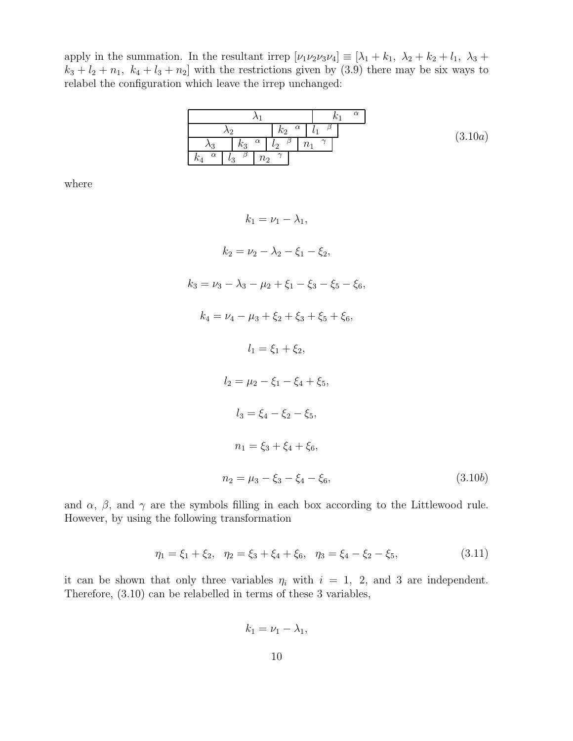apply in the summation. In the resultant irrep $[\nu_1\nu_2\nu_3\nu_4] \equiv [\lambda_1 + k_1,\ \lambda_2 + k_2 + l_1,\ \lambda_3 + k_3 + l_2 + n_1,\ k_4 + l_3 + n_2]$ with the restrictions given by (3.9) there may be six ways to relabel the configuration which leave the irrep unchanged:

| $\lambda_1$ | | | $k_1$ $\alpha$ |
|---|---|---|---|
| $\lambda_2$ | | $k_2$ $\alpha$ | $l_1$ $\beta$ |
| $\lambda_3$ | $k_3$ $\alpha$ | $l_2$ $\beta$ | $n_1$ $\gamma$ |
| $k_4$ $\alpha$ | $l_3$ $\beta$ | $n_2$ $\gamma$ | |

$$(3.10a)$$

where

$$k_1 = \nu_1 - \lambda_1,$$

$$k_2 = \nu_2 - \lambda_2 - \xi_1 - \xi_2,$$

$$k_3 = \nu_3 - \lambda_3 - \mu_2 + \xi_1 - \xi_3 - \xi_5 - \xi_6,$$

$$k_4 = \nu_4 - \mu_3 + \xi_2 + \xi_3 + \xi_5 + \xi_6,$$

$$l_1 = \xi_1 + \xi_2,$$

$$l_2 = \mu_2 - \xi_1 - \xi_4 + \xi_5,$$

$$l_3 = \xi_4 - \xi_2 - \xi_5,$$

$$n_1 = \xi_3 + \xi_4 + \xi_6,$$

$$n_2 = \mu_3 - \xi_3 - \xi_4 - \xi_6, \tag{3.10b}$$

and $\alpha$, $\beta$, and $\gamma$ are the symbols filling in each box according to the Littlewood rule. However, by using the following transformation

$$\eta_1 = \xi_1 + \xi_2, \quad \eta_2 = \xi_3 + \xi_4 + \xi_6, \quad \eta_3 = \xi_4 - \xi_2 - \xi_5, \tag{3.11}$$

it can be shown that only three variables $\eta_i$ with $i = 1,\ 2,$ and $3$ are independent. Therefore, (3.10) can be relabelled in terms of these 3 variables,

$$k_1 = \nu_1 - \lambda_1,$$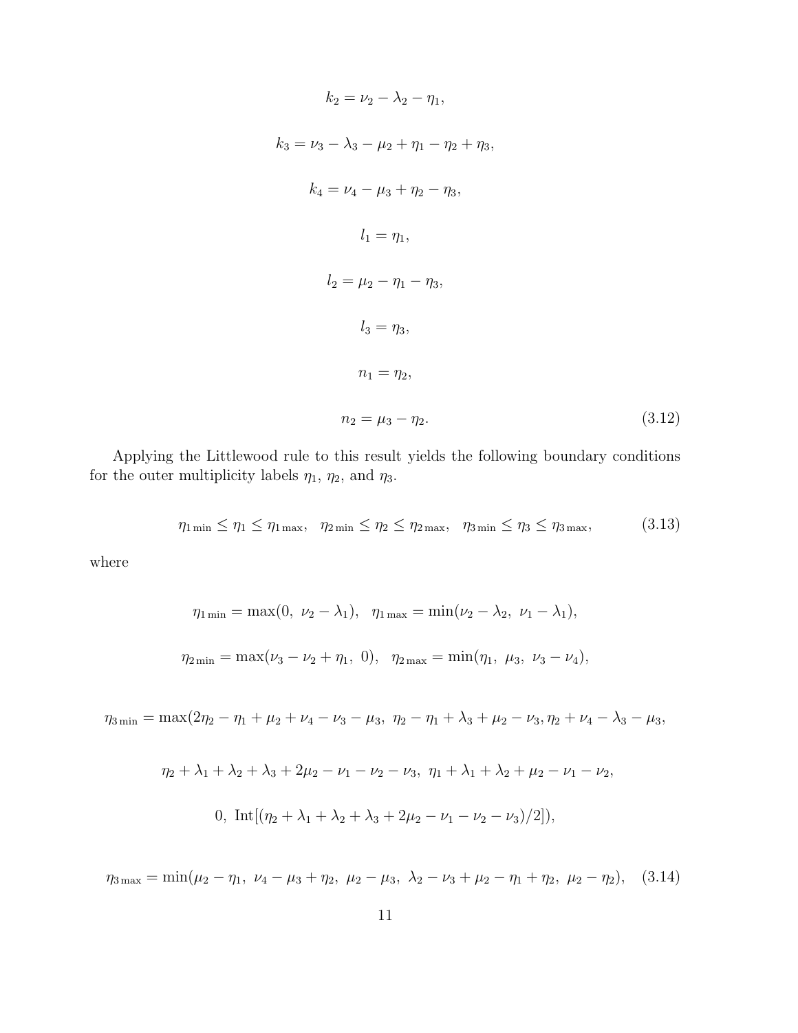$$k_2 = \nu_2 - \lambda_2 - \eta_1,$$

$$k_3 = \nu_3 - \lambda_3 - \mu_2 + \eta_1 - \eta_2 + \eta_3,$$

$$k_4 = \nu_4 - \mu_3 + \eta_2 - \eta_3,$$

$$l_1 = \eta_1,$$

$$l_2 = \mu_2 - \eta_1 - \eta_3,$$

$$l_3 = \eta_3,$$

$$n_1 = \eta_2,$$

$$n_2 = \mu_3 - \eta_2. \tag{3.12}$$

Applying the Littlewood rule to this result yields the following boundary conditions for the outer multiplicity labels $\eta_1$, $\eta_2$, and $\eta_3$.

$$\eta_{1\,\min} \le \eta_1 \le \eta_{1\,\max}, \quad \eta_{2\,\min} \le \eta_2 \le \eta_{2\,\max}, \quad \eta_{3\,\min} \le \eta_3 \le \eta_{3\,\max}, \tag{3.13}$$

where

$$\eta_{1\,\min} = \max(0,\ \nu_2 - \lambda_1), \quad \eta_{1\,\max} = \min(\nu_2 - \lambda_2,\ \nu_1 - \lambda_1),$$

$$\eta_{2\,\min} = \max(\nu_3 - \nu_2 + \eta_1,\ 0), \quad \eta_{2\,\max} = \min(\eta_1,\ \mu_3,\ \nu_3 - \nu_4),$$

$$\eta_{3\,\min} = \max(2\eta_2 - \eta_1 + \mu_2 + \nu_4 - \nu_3 - \mu_3,\ \eta_2 - \eta_1 + \lambda_3 + \mu_2 - \nu_3, \eta_2 + \nu_4 - \lambda_3 - \mu_3,$$

$$\eta_2 + \lambda_1 + \lambda_2 + \lambda_3 + 2\mu_2 - \nu_1 - \nu_2 - \nu_3,\ \eta_1 + \lambda_1 + \lambda_2 + \mu_2 - \nu_1 - \nu_2,$$

$$0,\ \mathrm{Int}[(\eta_2 + \lambda_1 + \lambda_2 + \lambda_3 + 2\mu_2 - \nu_1 - \nu_2 - \nu_3)/2]),$$

$$\eta_{3\,\max} = \min(\mu_2 - \eta_1,\ \nu_4 - \mu_3 + \eta_2,\ \mu_2 - \mu_3,\ \lambda_2 - \nu_3 + \mu_2 - \eta_1 + \eta_2,\ \mu_2 - \eta_2), \tag{3.14}$$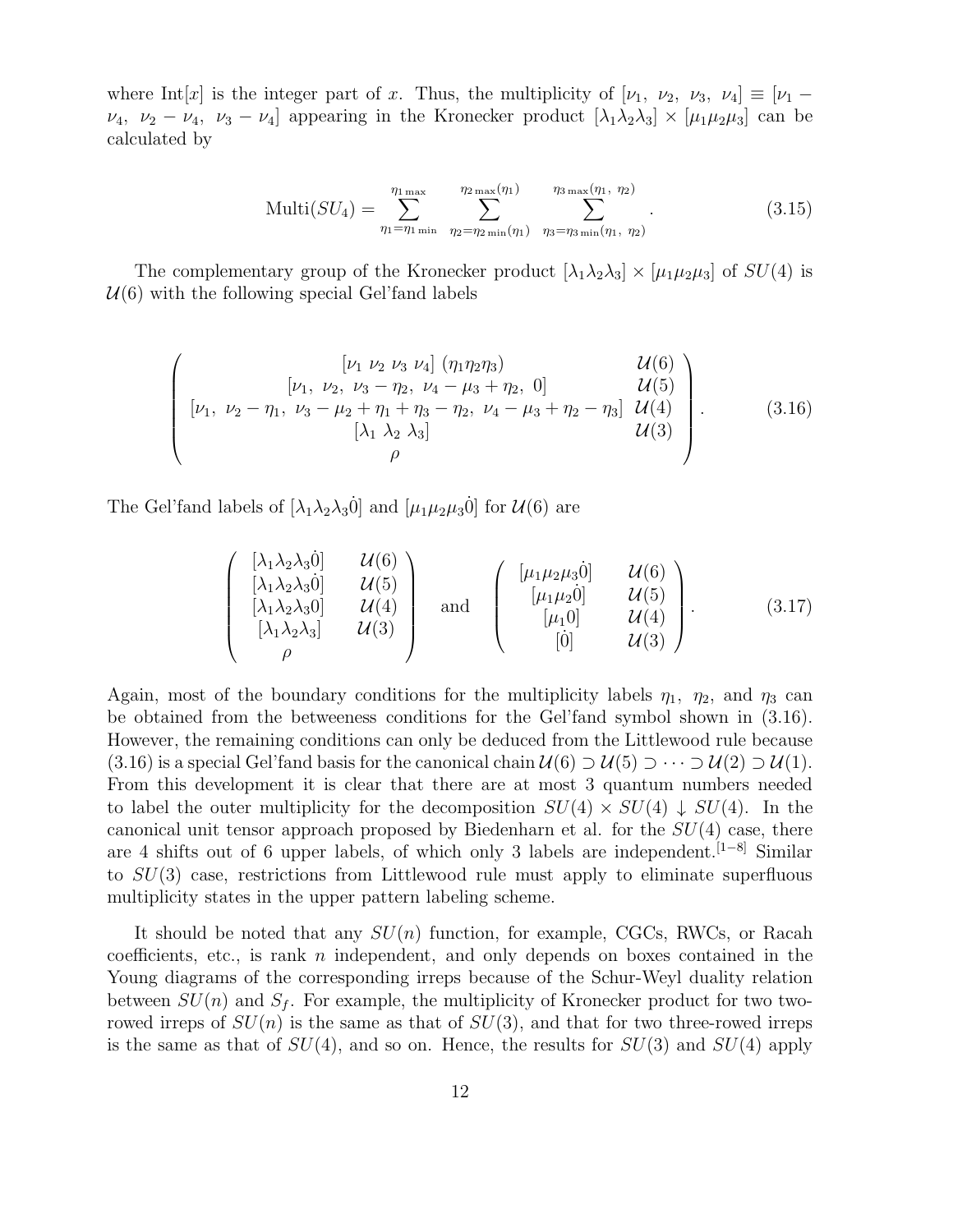where Int$[x]$ is the integer part of $x$. Thus, the multiplicity of $[\nu_1,\ \nu_2,\ \nu_3,\ \nu_4] \equiv [\nu_1 - \nu_4,\ \nu_2 - \nu_4,\ \nu_3 - \nu_4]$ appearing in the Kronecker product $[\lambda_1\lambda_2\lambda_3] \times [\mu_1\mu_2\mu_3]$ can be calculated by

$$
\text{Multi}(SU_4) = \sum_{\eta_1=\eta_{1\,\min}}^{\eta_{1\,\max}} \ \sum_{\eta_2=\eta_{2\,\min}(\eta_1)}^{\eta_{2\,\max}(\eta_1)} \ \sum_{\eta_3=\eta_{3\,\min}(\eta_1,\ \eta_2)}^{\eta_{3\,\max}(\eta_1,\ \eta_2)} . \tag{3.15}
$$

The complementary group of the Kronecker product $[\lambda_1\lambda_2\lambda_3] \times [\mu_1\mu_2\mu_3]$ of $SU(4)$ is $\mathcal{U}(6)$ with the following special Gel'fand labels

$$
\begin{pmatrix}
[\nu_1\ \nu_2\ \nu_3\ \nu_4]\ (\eta_1\eta_2\eta_3) & \mathcal{U}(6) \\
[\nu_1,\ \nu_2,\ \nu_3 - \eta_2,\ \nu_4 - \mu_3 + \eta_2,\ 0] & \mathcal{U}(5) \\
[\nu_1,\ \nu_2 - \eta_1,\ \nu_3 - \mu_2 + \eta_1 + \eta_3 - \eta_2,\ \nu_4 - \mu_3 + \eta_2 - \eta_3] & \mathcal{U}(4) \\
[\lambda_1\ \lambda_2\ \lambda_3] & \mathcal{U}(3) \\
\rho &
\end{pmatrix}. \tag{3.16}
$$

The Gel'fand labels of $[\lambda_1\lambda_2\lambda_3\dot{0}]$ and $[\mu_1\mu_2\mu_3\dot{0}]$ for $\mathcal{U}(6)$ are

$$
\begin{pmatrix}
[\lambda_1\lambda_2\lambda_3\dot{0}] & \mathcal{U}(6) \\
[\lambda_1\lambda_2\lambda_3\dot{0}] & \mathcal{U}(5) \\
[\lambda_1\lambda_2\lambda_3 0] & \mathcal{U}(4) \\
[\lambda_1\lambda_2\lambda_3] & \mathcal{U}(3) \\
\rho &
\end{pmatrix}
\quad \text{and} \quad
\begin{pmatrix}
[\mu_1\mu_2\mu_3\dot{0}] & \mathcal{U}(6) \\
[\mu_1\mu_2\dot{0}] & \mathcal{U}(5) \\
[\mu_1 0] & \mathcal{U}(4) \\
[\dot{0}] & \mathcal{U}(3)
\end{pmatrix}. \tag{3.17}
$$

Again, most of the boundary conditions for the multiplicity labels $\eta_1,\ \eta_2$, and $\eta_3$ can be obtained from the betweeness conditions for the Gel'fand symbol shown in (3.16). However, the remaining conditions can only be deduced from the Littlewood rule because (3.16) is a special Gel'fand basis for the canonical chain $\mathcal{U}(6) \supset \mathcal{U}(5) \supset \cdots \supset \mathcal{U}(2) \supset \mathcal{U}(1)$. From this development it is clear that there are at most 3 quantum numbers needed to label the outer multiplicity for the decomposition $SU(4) \times SU(4) \downarrow SU(4)$. In the canonical unit tensor approach proposed by Biedenharn et al. for the $SU(4)$ case, there are 4 shifts out of 6 upper labels, of which only 3 labels are independent.[1–8] Similar to $SU(3)$ case, restrictions from Littlewood rule must apply to eliminate superfluous multiplicity states in the upper pattern labeling scheme.

It should be noted that any $SU(n)$ function, for example, CGCs, RWCs, or Racah coefficients, etc., is rank $n$ independent, and only depends on boxes contained in the Young diagrams of the corresponding irreps because of the Schur-Weyl duality relation between $SU(n)$ and $S_f$. For example, the multiplicity of Kronecker product for two two-rowed irreps of $SU(n)$ is the same as that of $SU(3)$, and that for two three-rowed irreps is the same as that of $SU(4)$, and so on. Hence, the results for $SU(3)$ and $SU(4)$ apply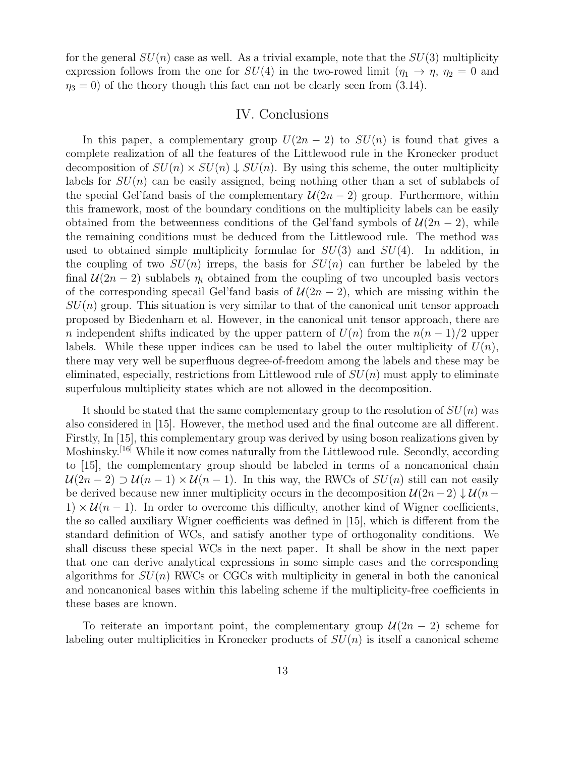for the general $SU(n)$ case as well. As a trivial example, note that the $SU(3)$ multiplicity expression follows from the one for $SU(4)$ in the two-rowed limit ($\eta_1 \to \eta$, $\eta_2 = 0$ and $\eta_3 = 0$) of the theory though this fact can not be clearly seen from (3.14).

## IV. Conclusions

In this paper, a complementary group $U(2n-2)$ to $SU(n)$ is found that gives a complete realization of all the features of the Littlewood rule in the Kronecker product decomposition of $SU(n) \times SU(n) \downarrow SU(n)$. By using this scheme, the outer multiplicity labels for $SU(n)$ can be easily assigned, being nothing other than a set of sublabels of the special Gel'fand basis of the complementary $\mathcal{U}(2n-2)$ group. Furthermore, within this framework, most of the boundary conditions on the multiplicity labels can be easily obtained from the betweenness conditions of the Gel'fand symbols of $\mathcal{U}(2n-2)$, while the remaining conditions must be deduced from the Littlewood rule. The method was used to obtained simple multiplicity formulae for $SU(3)$ and $SU(4)$. In addition, in the coupling of two $SU(n)$ irreps, the basis for $SU(n)$ can further be labeled by the final $\mathcal{U}(2n-2)$ sublabels $\eta_i$ obtained from the coupling of two uncoupled basis vectors of the corresponding specail Gel'fand basis of $\mathcal{U}(2n-2)$, which are missing within the $SU(n)$ group. This situation is very similar to that of the canonical unit tensor approach proposed by Biedenharn et al. However, in the canonical unit tensor approach, there are $n$ independent shifts indicated by the upper pattern of $U(n)$ from the $n(n-1)/2$ upper labels. While these upper indices can be used to label the outer multiplicity of $U(n)$, there may very well be superfluous degree-of-freedom among the labels and these may be eliminated, especially, restrictions from Littlewood rule of $SU(n)$ must apply to eliminate superfulous multiplicity states which are not allowed in the decomposition.

It should be stated that the same complementary group to the resolution of $SU(n)$ was also considered in [15]. However, the method used and the final outcome are all different. Firstly, In [15], this complementary group was derived by using boson realizations given by Moshinsky.[16] While it now comes naturally from the Littlewood rule. Secondly, according to [15], the complementary group should be labeled in terms of a noncanonical chain $\mathcal{U}(2n-2) \supset \mathcal{U}(n-1) \times \mathcal{U}(n-1)$. In this way, the RWCs of $SU(n)$ still can not easily be derived because new inner multiplicity occurs in the decomposition $\mathcal{U}(2n-2) \downarrow \mathcal{U}(n-1) \times \mathcal{U}(n-1)$. In order to overcome this difficulty, another kind of Wigner coefficients, the so called auxiliary Wigner coefficients was defined in [15], which is different from the standard definition of WCs, and satisfy another type of orthogonality conditions. We shall discuss these special WCs in the next paper. It shall be show in the next paper that one can derive analytical expressions in some simple cases and the corresponding algorithms for $SU(n)$ RWCs or CGCs with multiplicity in general in both the canonical and noncanonical bases within this labeling scheme if the multiplicity-free coefficients in these bases are known.

To reiterate an important point, the complementary group $\mathcal{U}(2n-2)$ scheme for labeling outer multiplicities in Kronecker products of $SU(n)$ is itself a canonical scheme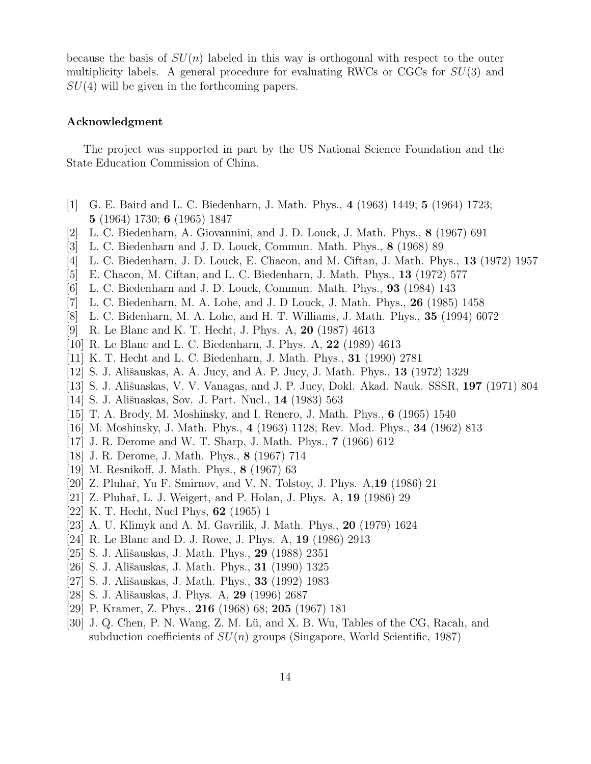because the basis of $SU(n)$ labeled in this way is orthogonal with respect to the outer multiplicity labels. A general procedure for evaluating RWCs or CGCs for $SU(3)$ and $SU(4)$ will be given in the forthcoming papers.

### Acknowledgment

The project was supported in part by the US National Science Foundation and the State Education Commission of China.

[1] G. E. Baird and L. C. Biedenharn, J. Math. Phys., **4** (1963) 1449; **5** (1964) 1723; **5** (1964) 1730; **6** (1965) 1847

[2] L. C. Biedenharn, A. Giovannini, and J. D. Louck, J. Math. Phys., **8** (1967) 691

[3] L. C. Biedenharn and J. D. Louck, Commun. Math. Phys., **8** (1968) 89

[4] L. C. Biedenharn, J. D. Louck, E. Chacon, and M. Ciftan, J. Math. Phys., **13** (1972) 1957

[5] E. Chacon, M. Ciftan, and L. C. Biedenharn, J. Math. Phys., **13** (1972) 577

[6] L. C. Biedenharn and J. D. Louck, Commun. Math. Phys., **93** (1984) 143

[7] L. C. Biedenharn, M. A. Lohe, and J. D Louck, J. Math. Phys., **26** (1985) 1458

[8] L. C. Bidenharn, M. A. Lohe, and H. T. Williams, J. Math. Phys., **35** (1994) 6072

[9] R. Le Blanc and K. T. Hecht, J. Phys. A, **20** (1987) 4613

[10] R. Le Blanc and L. C. Biedenharn, J. Phys. A, **22** (1989) 4613

[11] K. T. Hecht and L. C. Biedenharn, J. Math. Phys., **31** (1990) 2781

[12] S. J. Ališauskas, A. A. Jucy, and A. P. Jucy, J. Math. Phys., **13** (1972) 1329

[13] S. J. Ališuaskas, V. V. Vanagas, and J. P. Jucy, Dokl. Akad. Nauk. SSSR, **197** (1971) 804

[14] S. J. Ališuaskas, Sov. J. Part. Nucl., **14** (1983) 563

[15] T. A. Brody, M. Moshinsky, and I. Renero, J. Math. Phys., **6** (1965) 1540

[16] M. Moshinsky, J. Math. Phys., **4** (1963) 1128; Rev. Mod. Phys., **34** (1962) 813

[17] J. R. Derome and W. T. Sharp, J. Math. Phys., **7** (1966) 612

[18] J. R. Derome, J. Math. Phys., **8** (1967) 714

[19] M. Resnikoff, J. Math. Phys., **8** (1967) 63

[20] Z. Pluhař, Yu F. Smirnov, and V. N. Tolstoy, J. Phys. A,**19** (1986) 21

[21] Z. Pluhař, L. J. Weigert, and P. Holan, J. Phys. A, **19** (1986) 29

[22] K. T. Hecht, Nucl Phys, **62** (1965) 1

[23] A. U. Klimyk and A. M. Gavrilik, J. Math. Phys., **20** (1979) 1624

[24] R. Le Blanc and D. J. Rowe, J. Phys. A, **19** (1986) 2913

[25] S. J. Ališauskas, J. Math. Phys., **29** (1988) 2351

[26] S. J. Ališauskas, J. Math. Phys., **31** (1990) 1325

[27] S. J. Ališauskas, J. Math. Phys., **33** (1992) 1983

[28] S. J. Ališauskas, J. Phys. A, **29** (1996) 2687

[29] P. Kramer, Z. Phys., **216** (1968) 68; **205** (1967) 181

[30] J. Q. Chen, P. N. Wang, Z. M. Lü, and X. B. Wu, Tables of the CG, Racah, and subduction coefficients of $SU(n)$ groups (Singapore, World Scientific, 1987)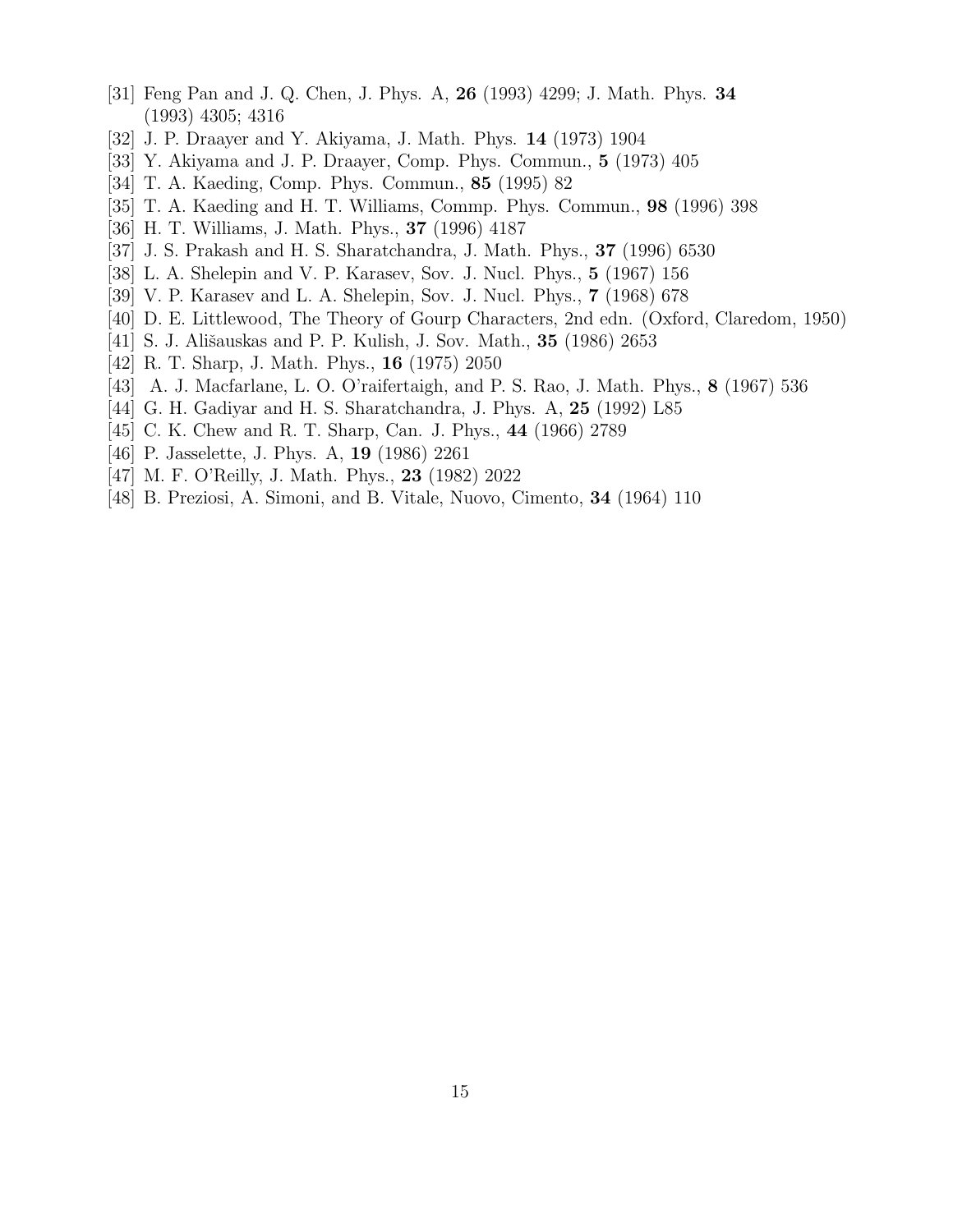[31] Feng Pan and J. Q. Chen, J. Phys. A, **26** (1993) 4299; J. Math. Phys. **34** (1993) 4305; 4316

[32] J. P. Draayer and Y. Akiyama, J. Math. Phys. **14** (1973) 1904

[33] Y. Akiyama and J. P. Draayer, Comp. Phys. Commun., **5** (1973) 405

[34] T. A. Kaeding, Comp. Phys. Commun., **85** (1995) 82

[35] T. A. Kaeding and H. T. Williams, Commp. Phys. Commun., **98** (1996) 398

[36] H. T. Williams, J. Math. Phys., **37** (1996) 4187

[37] J. S. Prakash and H. S. Sharatchandra, J. Math. Phys., **37** (1996) 6530

[38] L. A. Shelepin and V. P. Karasev, Sov. J. Nucl. Phys., **5** (1967) 156

[39] V. P. Karasev and L. A. Shelepin, Sov. J. Nucl. Phys., **7** (1968) 678

[40] D. E. Littlewood, The Theory of Gourp Characters, 2nd edn. (Oxford, Claredom, 1950)

[41] S. J.122Ališauskas and P. P. Kulish, J. Sov. Math., **35** (1986) 2653

[42] R. T. Sharp, J. Math. Phys., **16** (1975) 2050

[43] A. J. Macfarlane, L. O. O'raifertaigh, and P. S. Rao, J. Math. Phys., **8** (1967) 536

[44] G. H. Gadiyar and H. S. Sharatchandra, J. Phys. A, **25** (1992) L85

[45] C. K. Chew and R. T. Sharp, Can. J. Phys., **44** (1966) 2789

[46] P. Jasselette, J. Phys. A, **19** (1986) 2261

[47] M. F. O'Reilly, J. Math. Phys., **23** (1982) 2022

[48] B. Preziosi, A. Simoni, and B. Vitale, Nuovo, Cimento, **34** (1964) 110